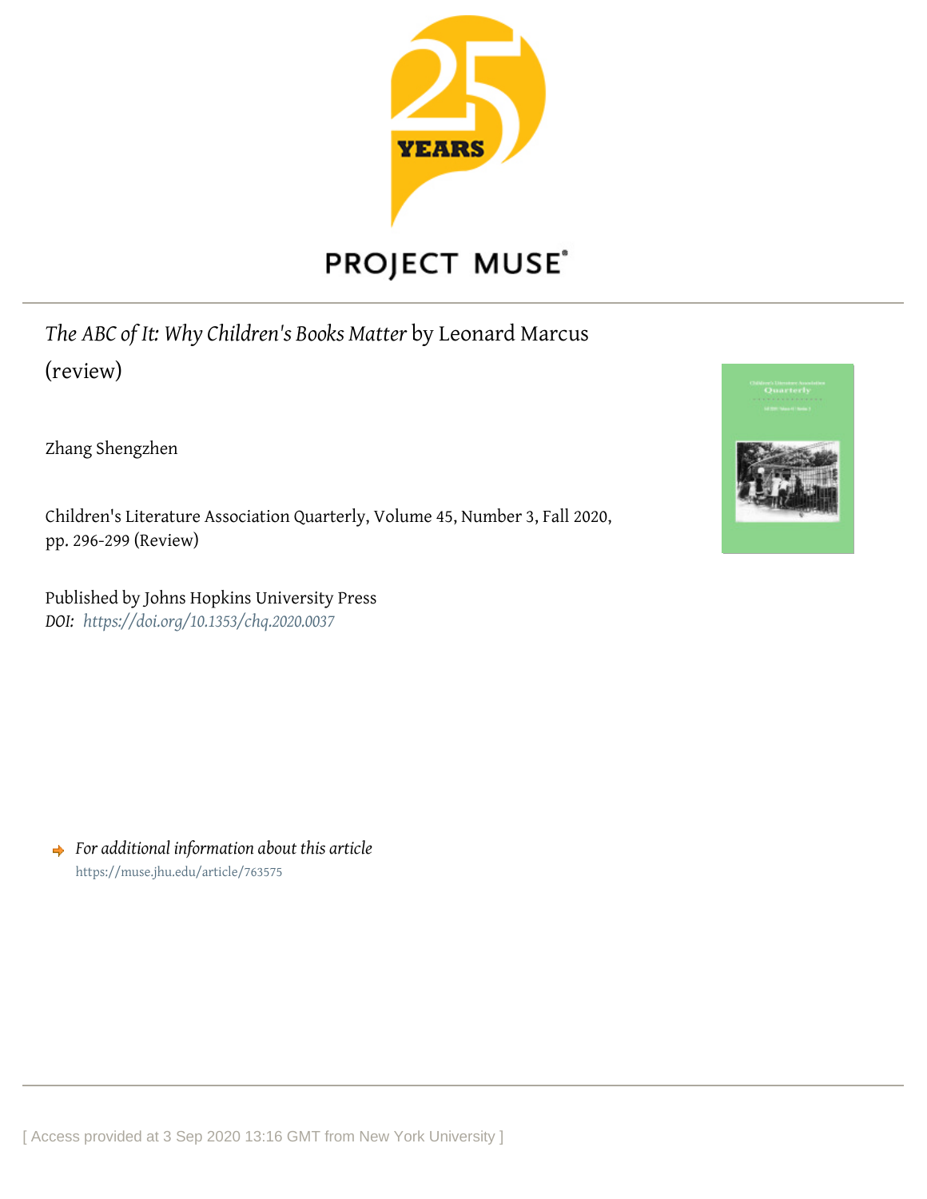*The ABC of It: Why Children's Books Matter* by Leonard Marcus (review)

Zhang Shengzhen

Children's Literature Association Quarterly, Volume 45, Number 3, Fall 2020, pp. 296-299 (Review)

Published by Johns Hopkins University Press
*DOI: https://doi.org/10.1353/chq.2020.0037*

*For additional information about this article*
https://muse.jhu.edu/article/763575

[ Access provided at 3 Sep 2020 13:16 GMT from New York University ]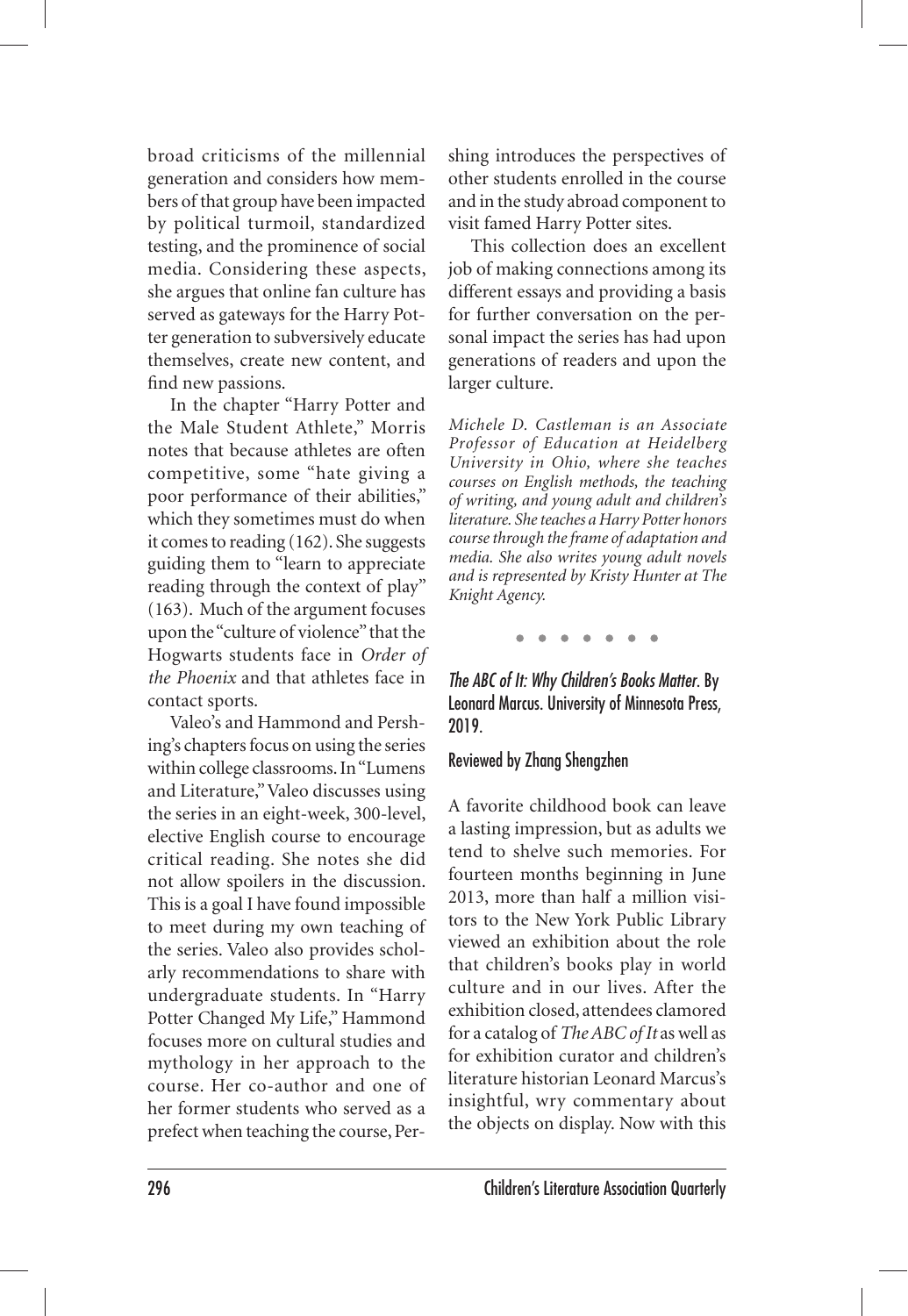broad criticisms of the millennial generation and considers how members of that group have been impacted by political turmoil, standardized testing, and the prominence of social media. Considering these aspects, she argues that online fan culture has served as gateways for the Harry Potter generation to subversively educate themselves, create new content, and find new passions.

In the chapter "Harry Potter and the Male Student Athlete," Morris notes that because athletes are often competitive, some "hate giving a poor performance of their abilities," which they sometimes must do when it comes to reading (162). She suggests guiding them to "learn to appreciate reading through the context of play" (163). Much of the argument focuses upon the "culture of violence" that the Hogwarts students face in *Order of the Phoenix* and that athletes face in contact sports.

Valeo's and Hammond and Pershing's chapters focus on using the series within college classrooms. In "Lumens and Literature," Valeo discusses using the series in an eight-week, 300-level, elective English course to encourage critical reading. She notes she did not allow spoilers in the discussion. This is a goal I have found impossible to meet during my own teaching of the series. Valeo also provides scholarly recommendations to share with undergraduate students. In "Harry Potter Changed My Life," Hammond focuses more on cultural studies and mythology in her approach to the course. Her co-author and one of her former students who served as a prefect when teaching the course, Pershing introduces the perspectives of other students enrolled in the course and in the study abroad component to visit famed Harry Potter sites.

This collection does an excellent job of making connections among its different essays and providing a basis for further conversation on the personal impact the series has had upon generations of readers and upon the larger culture.

*Michele D. Castleman is an Associate Professor of Education at Heidelberg University in Ohio, where she teaches courses on English methods, the teaching of writing, and young adult and children's literature. She teaches a Harry Potter honors course through the frame of adaptation and media. She also writes young adult novels and is represented by Kristy Hunter at The Knight Agency.*

• • • • • • •

*The ABC of It: Why Children's Books Matter*. By Leonard Marcus. University of Minnesota Press, 2019.

Reviewed by Zhang Shengzhen

A favorite childhood book can leave a lasting impression, but as adults we tend to shelve such memories. For fourteen months beginning in June 2013, more than half a million visitors to the New York Public Library viewed an exhibition about the role that children's books play in world culture and in our lives. After the exhibition closed, attendees clamored for a catalog of *The ABC of It* as well as for exhibition curator and children's literature historian Leonard Marcus's insightful, wry commentary about the objects on display. Now with this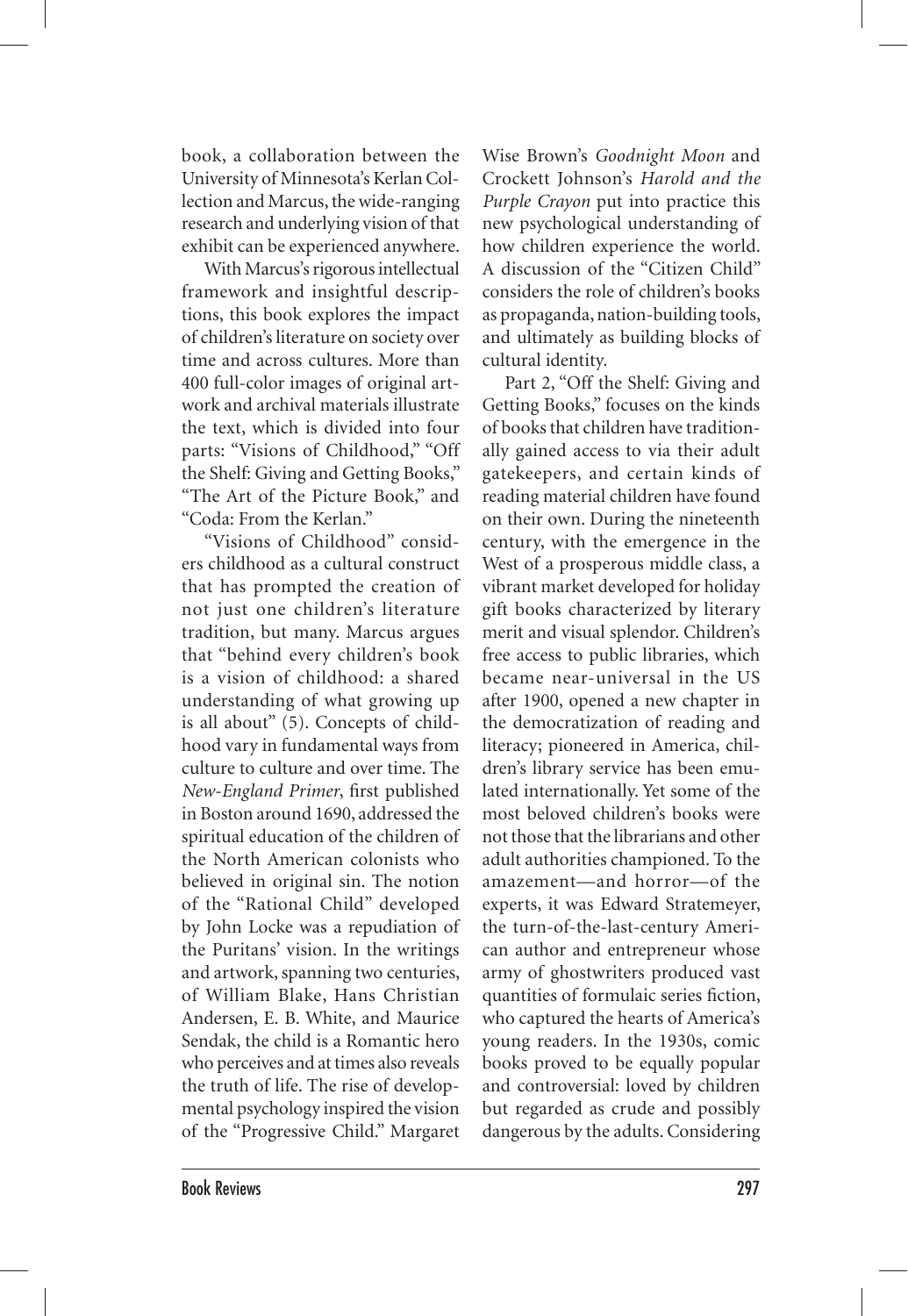book, a collaboration between the University of Minnesota's Kerlan Collection and Marcus, the wide-ranging research and underlying vision of that exhibit can be experienced anywhere.

With Marcus's rigorous intellectual framework and insightful descriptions, this book explores the impact of children's literature on society over time and across cultures. More than 400 full-color images of original artwork and archival materials illustrate the text, which is divided into four parts: "Visions of Childhood," "Off the Shelf: Giving and Getting Books," "The Art of the Picture Book," and "Coda: From the Kerlan."

"Visions of Childhood" considers childhood as a cultural construct that has prompted the creation of not just one children's literature tradition, but many. Marcus argues that "behind every children's book is a vision of childhood: a shared understanding of what growing up is all about" (5). Concepts of childhood vary in fundamental ways from culture to culture and over time. The *New-England Primer*, first published in Boston around 1690, addressed the spiritual education of the children of the North American colonists who believed in original sin. The notion of the "Rational Child" developed by John Locke was a repudiation of the Puritans' vision. In the writings and artwork, spanning two centuries, of William Blake, Hans Christian Andersen, E. B. White, and Maurice Sendak, the child is a Romantic hero who perceives and at times also reveals the truth of life. The rise of developmental psychology inspired the vision of the "Progressive Child." Margaret Wise Brown's *Goodnight Moon* and Crockett Johnson's *Harold and the Purple Crayon* put into practice this new psychological understanding of how children experience the world. A discussion of the "Citizen Child" considers the role of children's books as propaganda, nation-building tools, and ultimately as building blocks of cultural identity.

Part 2, "Off the Shelf: Giving and Getting Books," focuses on the kinds of books that children have traditionally gained access to via their adult gatekeepers, and certain kinds of reading material children have found on their own. During the nineteenth century, with the emergence in the West of a prosperous middle class, a vibrant market developed for holiday gift books characterized by literary merit and visual splendor. Children's free access to public libraries, which became near-universal in the US after 1900, opened a new chapter in the democratization of reading and literacy; pioneered in America, children's library service has been emulated internationally. Yet some of the most beloved children's books were not those that the librarians and other adult authorities championed. To the amazement—and horror—of the experts, it was Edward Stratemeyer, the turn-of-the-last-century American author and entrepreneur whose army of ghostwriters produced vast quantities of formulaic series fiction, who captured the hearts of America's young readers. In the 1930s, comic books proved to be equally popular and controversial: loved by children but regarded as crude and possibly dangerous by the adults. Considering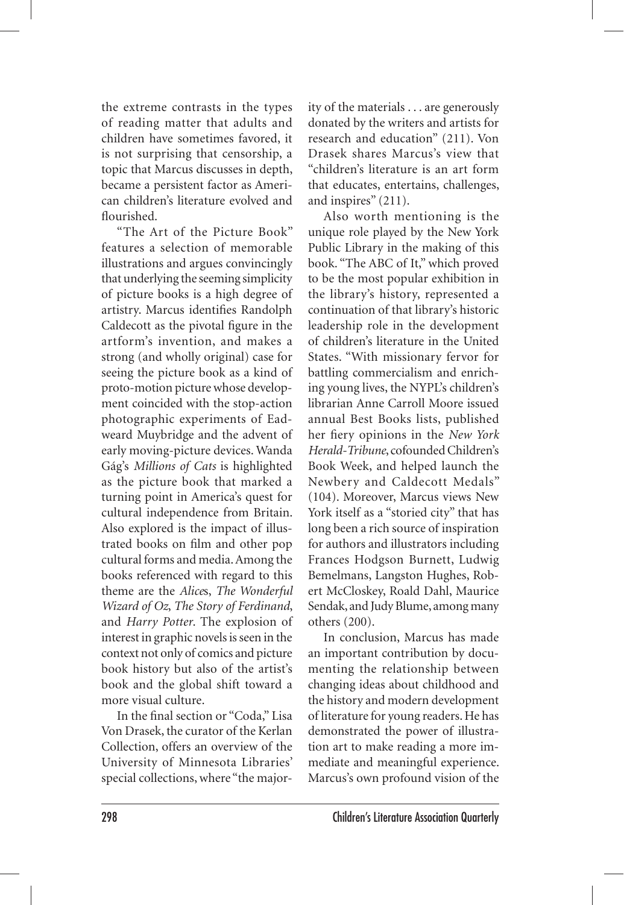the extreme contrasts in the types of reading matter that adults and children have sometimes favored, it is not surprising that censorship, a topic that Marcus discusses in depth, became a persistent factor as American children's literature evolved and flourished.

"The Art of the Picture Book" features a selection of memorable illustrations and argues convincingly that underlying the seeming simplicity of picture books is a high degree of artistry. Marcus identifies Randolph Caldecott as the pivotal figure in the artform's invention, and makes a strong (and wholly original) case for seeing the picture book as a kind of proto-motion picture whose development coincided with the stop-action photographic experiments of Eadweard Muybridge and the advent of early moving-picture devices. Wanda Gág's *Millions of Cats* is highlighted as the picture book that marked a turning point in America's quest for cultural independence from Britain. Also explored is the impact of illustrated books on film and other pop cultural forms and media. Among the books referenced with regard to this theme are the *Alice*s, *The Wonderful Wizard of Oz*, *The Story of Ferdinand*, and *Harry Potter*. The explosion of interest in graphic novels is seen in the context not only of comics and picture book history but also of the artist's book and the global shift toward a more visual culture.

In the final section or "Coda," Lisa Von Drasek, the curator of the Kerlan Collection, offers an overview of the University of Minnesota Libraries' special collections, where "the majority of the materials . . . are generously donated by the writers and artists for research and education" (211). Von Drasek shares Marcus's view that "children's literature is an art form that educates, entertains, challenges, and inspires" (211).

Also worth mentioning is the unique role played by the New York Public Library in the making of this book. "The ABC of It," which proved to be the most popular exhibition in the library's history, represented a continuation of that library's historic leadership role in the development of children's literature in the United States. "With missionary fervor for battling commercialism and enriching young lives, the NYPL's children's librarian Anne Carroll Moore issued annual Best Books lists, published her fiery opinions in the *New York Herald-Tribune*, cofounded Children's Book Week, and helped launch the Newbery and Caldecott Medals" (104). Moreover, Marcus views New York itself as a "storied city" that has long been a rich source of inspiration for authors and illustrators including Frances Hodgson Burnett, Ludwig Bemelmans, Langston Hughes, Robert McCloskey, Roald Dahl, Maurice Sendak, and Judy Blume, among many others (200).

In conclusion, Marcus has made an important contribution by documenting the relationship between changing ideas about childhood and the history and modern development of literature for young readers. He has demonstrated the power of illustration art to make reading a more immediate and meaningful experience. Marcus's own profound vision of the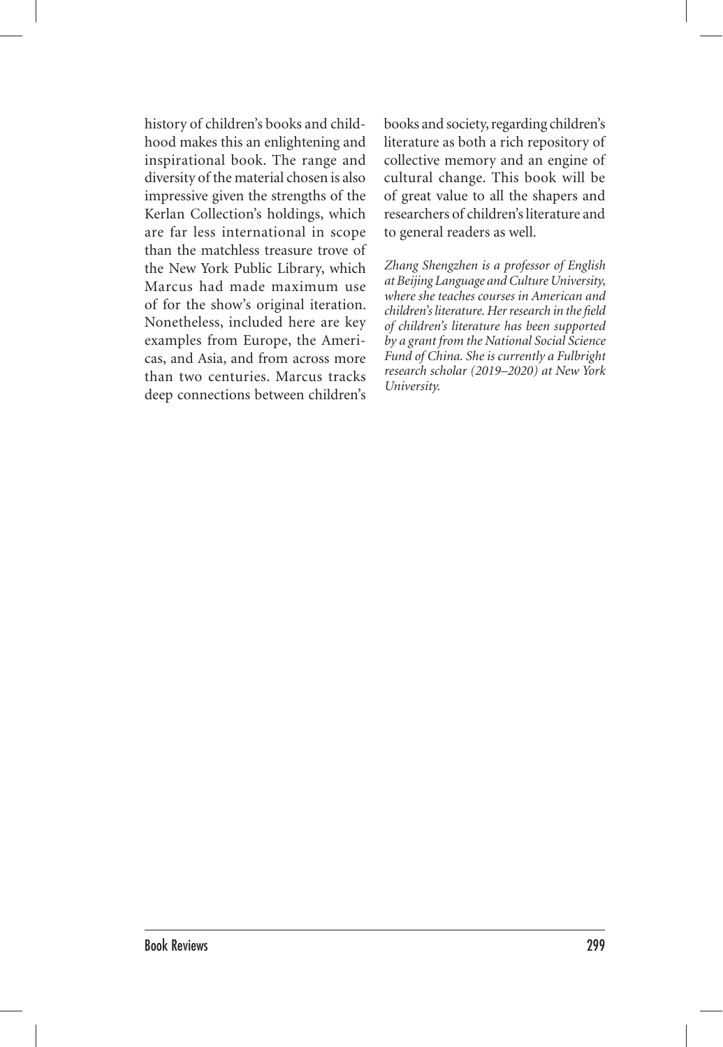history of children's books and childhood makes this an enlightening and inspirational book. The range and diversity of the material chosen is also impressive given the strengths of the Kerlan Collection's holdings, which are far less international in scope than the matchless treasure trove of the New York Public Library, which Marcus had made maximum use of for the show's original iteration. Nonetheless, included here are key examples from Europe, the Americas, and Asia, and from across more than two centuries. Marcus tracks deep connections between children's books and society, regarding children's literature as both a rich repository of collective memory and an engine of cultural change. This book will be of great value to all the shapers and researchers of children's literature and to general readers as well.

*Zhang Shengzhen is a professor of English at Beijing Language and Culture University, where she teaches courses in American and children's literature. Her research in the field of children's literature has been supported by a grant from the National Social Science Fund of China. She is currently a Fulbright research scholar (2019–2020) at New York University.*